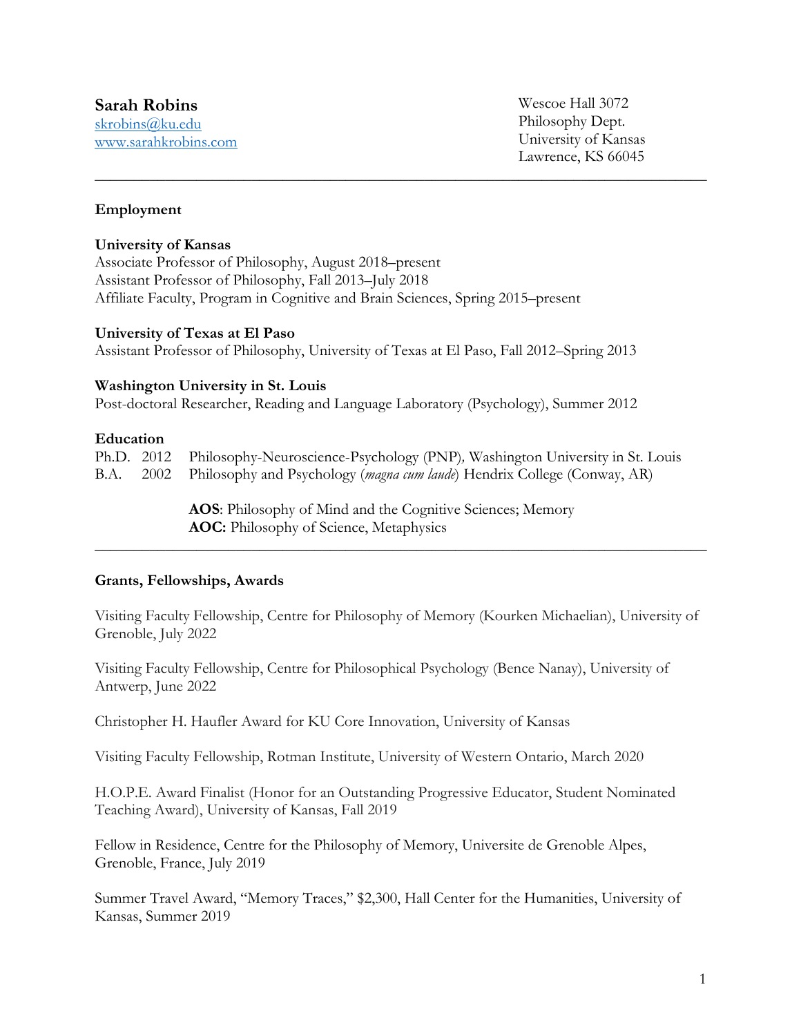**Sarah Robins**
[skrobins@ku.edu](mailto:skrobins@ku.edu)
[www.sarahkrobins.com](http://www.sarahkrobins.com)

Wescoe Hall 3072
Philosophy Dept.
University of Kansas
Lawrence, KS 66045

---

## Employment

**University of Kansas**
Associate Professor of Philosophy, August 2018–present
Assistant Professor of Philosophy, Fall 2013–July 2018
Affiliate Faculty, Program in Cognitive and Brain Sciences, Spring 2015–present

**University of Texas at El Paso**
Assistant Professor of Philosophy, University of Texas at El Paso, Fall 2012–Spring 2013

**Washington University in St. Louis**
Post-doctoral Researcher, Reading and Language Laboratory (Psychology), Summer 2012

## Education

Ph.D. 2012 Philosophy-Neuroscience-Psychology (PNP), Washington University in St. Louis
B.A. 2002 Philosophy and Psychology (*magna cum laude*) Hendrix College (Conway, AR)

**AOS**: Philosophy of Mind and the Cognitive Sciences; Memory
**AOC:** Philosophy of Science, Metaphysics

---

## Grants, Fellowships, Awards

Visiting Faculty Fellowship, Centre for Philosophy of Memory (Kourken Michaelian), University of Grenoble, July 2022

Visiting Faculty Fellowship, Centre for Philosophical Psychology (Bence Nanay), University of Antwerp, June 2022

Christopher H. Haufler Award for KU Core Innovation, University of Kansas

Visiting Faculty Fellowship, Rotman Institute, University of Western Ontario, March 2020

H.O.P.E. Award Finalist (Honor for an Outstanding Progressive Educator, Student Nominated Teaching Award), University of Kansas, Fall 2019

Fellow in Residence, Centre for the Philosophy of Memory, Universite de Grenoble Alpes, Grenoble, France, July 2019

Summer Travel Award, "Memory Traces," $2,300, Hall Center for the Humanities, University of Kansas, Summer 2019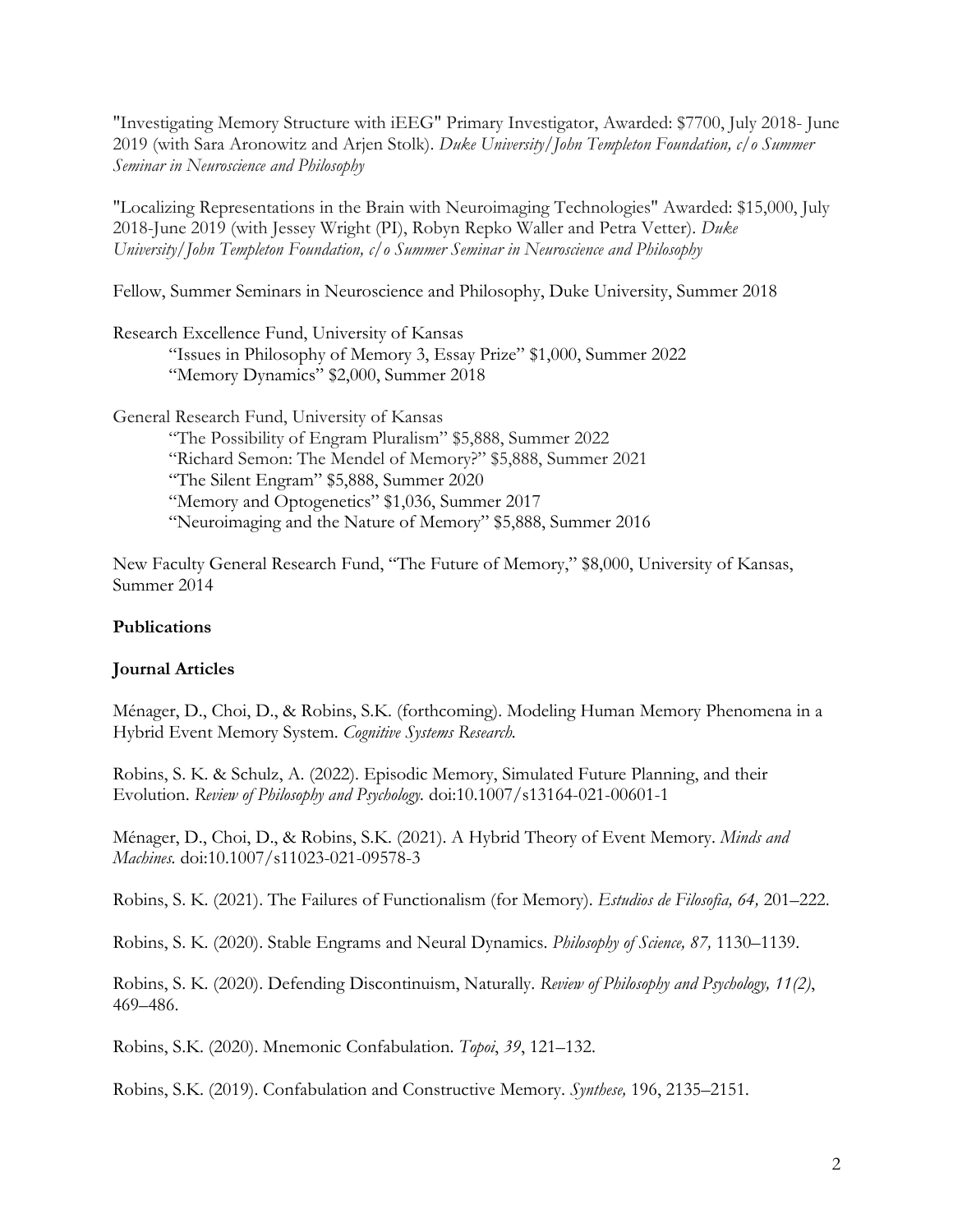"Investigating Memory Structure with iEEG" Primary Investigator, Awarded: $7700, July 2018- June 2019 (with Sara Aronowitz and Arjen Stolk). *Duke University/John Templeton Foundation, c/o Summer Seminar in Neuroscience and Philosophy*

"Localizing Representations in the Brain with Neuroimaging Technologies" Awarded: $15,000, July 2018-June 2019 (with Jessey Wright (PI), Robyn Repko Waller and Petra Vetter). *Duke University/John Templeton Foundation, c/o Summer Seminar in Neuroscience and Philosophy*

Fellow, Summer Seminars in Neuroscience and Philosophy, Duke University, Summer 2018

Research Excellence Fund, University of Kansas
- "Issues in Philosophy of Memory 3, Essay Prize" $1,000, Summer 2022
- "Memory Dynamics" $2,000, Summer 2018

General Research Fund, University of Kansas
- "The Possibility of Engram Pluralism" $5,888, Summer 2022
- "Richard Semon: The Mendel of Memory?" $5,888, Summer 2021
- "The Silent Engram" $5,888, Summer 2020
- "Memory and Optogenetics" $1,036, Summer 2017
- "Neuroimaging and the Nature of Memory" $5,888, Summer 2016

New Faculty General Research Fund, "The Future of Memory," $8,000, University of Kansas, Summer 2014

## Publications

### Journal Articles

Ménager, D., Choi, D., & Robins, S.K. (forthcoming). Modeling Human Memory Phenomena in a Hybrid Event Memory System. *Cognitive Systems Research.*

Robins, S. K. & Schulz, A. (2022). Episodic Memory, Simulated Future Planning, and their Evolution. *Review of Philosophy and Psychology.* doi:10.1007/s13164-021-00601-1

Ménager, D., Choi, D., & Robins, S.K. (2021). A Hybrid Theory of Event Memory. *Minds and Machines.* doi:10.1007/s11023-021-09578-3

Robins, S. K. (2021). The Failures of Functionalism (for Memory). *Estudios de Filosofía, 64,* 201–222.

Robins, S. K. (2020). Stable Engrams and Neural Dynamics. *Philosophy of Science, 87,* 1130–1139.

Robins, S. K. (2020). Defending Discontinuism, Naturally. *Review of Philosophy and Psychology, 11(2)*, 469–486.

Robins, S.K. (2020). Mnemonic Confabulation. *Topoi*, *39*, 121–132.

Robins, S.K. (2019). Confabulation and Constructive Memory. *Synthese,* 196, 2135–2151.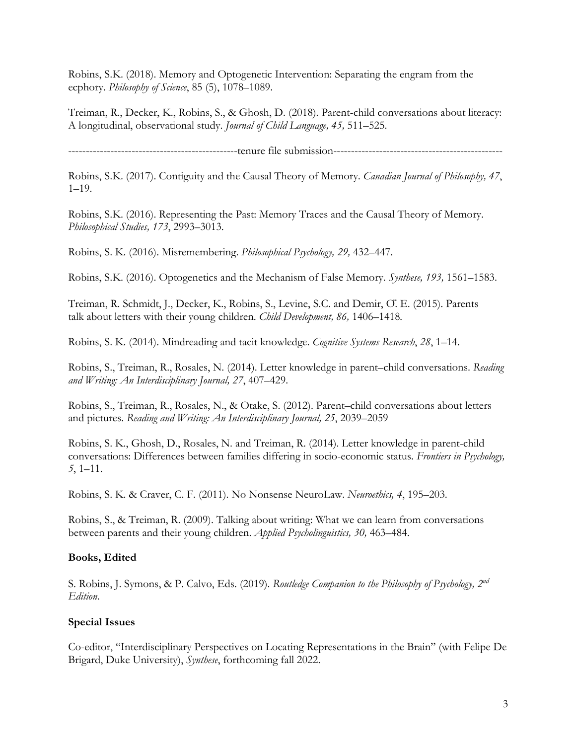Robins, S.K. (2018). Memory and Optogenetic Intervention: Separating the engram from the ecphory. *Philosophy of Science*, 85 (5), 1078–1089.

Treiman, R., Decker, K., Robins, S., & Ghosh, D. (2018). Parent-child conversations about literacy: A longitudinal, observational study. *Journal of Child Language, 45,* 511–525.

-----------------------------------------------tenure file submission-----------------------------------------------

Robins, S.K. (2017). Contiguity and the Causal Theory of Memory. *Canadian Journal of Philosophy, 47*, 1–19.

Robins, S.K. (2016). Representing the Past: Memory Traces and the Causal Theory of Memory. *Philosophical Studies, 173*, 2993–3013.

Robins, S. K. (2016). Misremembering. *Philosophical Psychology, 29,* 432–447.

Robins, S.K. (2016). Optogenetics and the Mechanism of False Memory. *Synthese, 193,* 1561–1583.

Treiman, R. Schmidt, J., Decker, K., Robins, S., Levine, S.C. and Demir, Ö. E. (2015). Parents talk about letters with their young children. *Child Development, 86,* 1406–1418.

Robins, S. K. (2014). Mindreading and tacit knowledge. *Cognitive Systems Research*, *28*, 1–14.

Robins, S., Treiman, R., Rosales, N. (2014). Letter knowledge in parent–child conversations. *Reading and Writing: An Interdisciplinary Journal, 27*, 407–429.

Robins, S., Treiman, R., Rosales, N., & Otake, S. (2012). Parent–child conversations about letters and pictures. *Reading and Writing: An Interdisciplinary Journal, 25*, 2039–2059

Robins, S. K., Ghosh, D., Rosales, N. and Treiman, R. (2014). Letter knowledge in parent-child conversations: Differences between families differing in socio-economic status. *Frontiers in Psychology, 5*, 1–11.

Robins, S. K. & Craver, C. F. (2011). No Nonsense NeuroLaw. *Neuroethics, 4*, 195–203.

Robins, S., & Treiman, R. (2009). Talking about writing: What we can learn from conversations between parents and their young children. *Applied Psycholinguistics, 30,* 463–484.

**Books, Edited**

S. Robins, J. Symons, & P. Calvo, Eds. (2019). *Routledge Companion to the Philosophy of Psychology, 2nd Edition.*

**Special Issues**

Co-editor, "Interdisciplinary Perspectives on Locating Representations in the Brain" (with Felipe De Brigard, Duke University), *Synthese*, forthcoming fall 2022.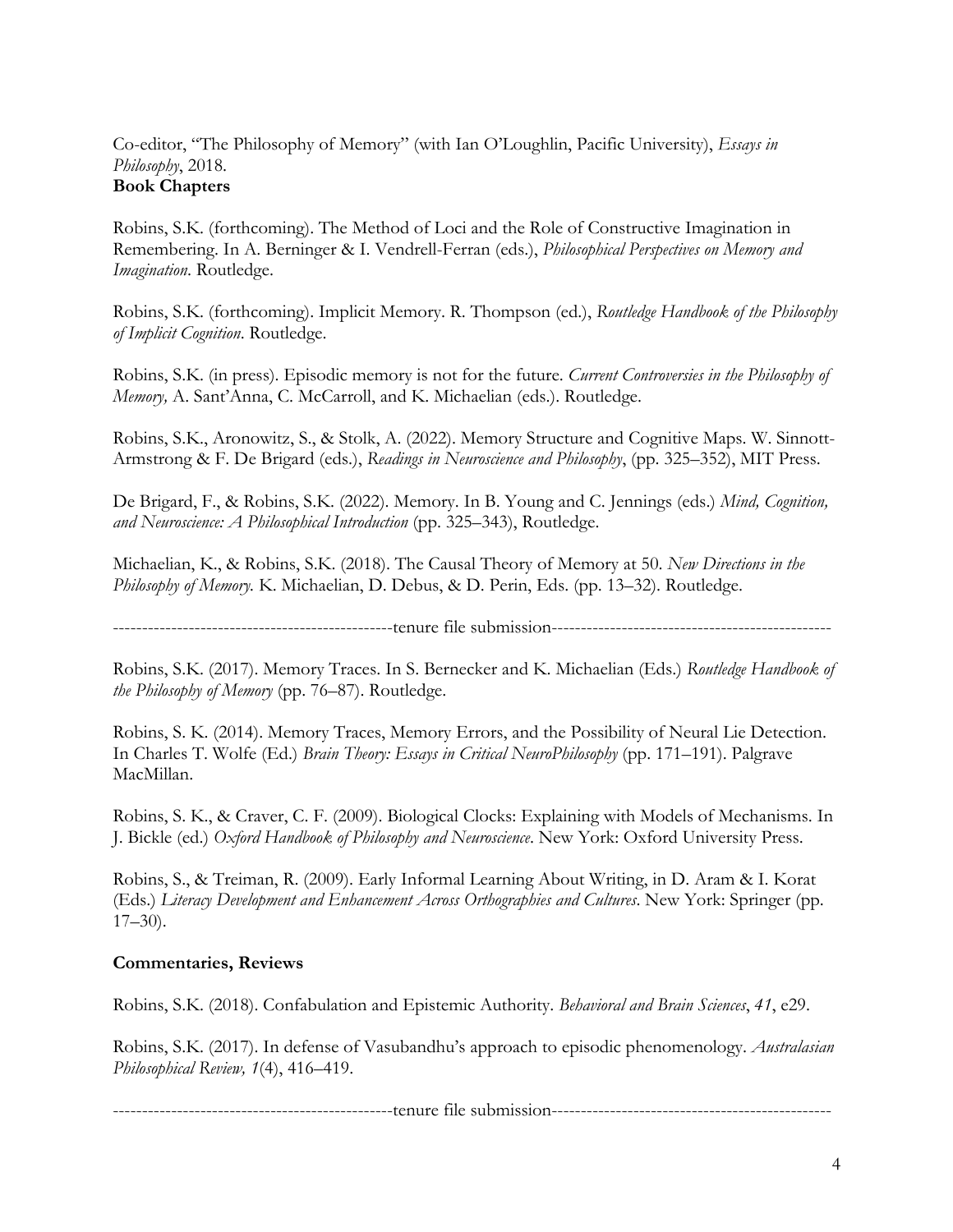Co-editor, "The Philosophy of Memory" (with Ian O'Loughlin, Pacific University), *Essays in Philosophy*, 2018.

**Book Chapters**

Robins, S.K. (forthcoming). The Method of Loci and the Role of Constructive Imagination in Remembering. In A. Berninger & I. Vendrell-Ferran (eds.), *Philosophical Perspectives on Memory and Imagination*. Routledge.

Robins, S.K. (forthcoming). Implicit Memory. R. Thompson (ed.), *Routledge Handbook of the Philosophy of Implicit Cognition*. Routledge.

Robins, S.K. (in press). Episodic memory is not for the future. *Current Controversies in the Philosophy of Memory,* A. Sant'Anna, C. McCarroll, and K. Michaelian (eds.). Routledge.

Robins, S.K., Aronowitz, S., & Stolk, A. (2022). Memory Structure and Cognitive Maps. W. Sinnott-Armstrong & F. De Brigard (eds.), *Readings in Neuroscience and Philosophy*, (pp. 325–352), MIT Press.

De Brigard, F., & Robins, S.K. (2022). Memory. In B. Young and C. Jennings (eds.) *Mind, Cognition, and Neuroscience: A Philosophical Introduction* (pp. 325–343), Routledge.

Michaelian, K., & Robins, S.K. (2018). The Causal Theory of Memory at 50. *New Directions in the Philosophy of Memory.* K. Michaelian, D. Debus, & D. Perin, Eds. (pp. 13–32). Routledge.

-----------------------------------------------tenure file submission-----------------------------------------------

Robins, S.K. (2017). Memory Traces. In S. Bernecker and K. Michaelian (Eds.) *Routledge Handbook of the Philosophy of Memory* (pp. 76–87). Routledge.

Robins, S. K. (2014). Memory Traces, Memory Errors, and the Possibility of Neural Lie Detection. In Charles T. Wolfe (Ed.) *Brain Theory: Essays in Critical NeuroPhilosophy* (pp. 171–191). Palgrave MacMillan.

Robins, S. K., & Craver, C. F. (2009). Biological Clocks: Explaining with Models of Mechanisms. In J. Bickle (ed.) *Oxford Handbook of Philosophy and Neuroscience*. New York: Oxford University Press.

Robins, S., & Treiman, R. (2009). Early Informal Learning About Writing, in D. Aram & I. Korat (Eds.) *Literacy Development and Enhancement Across Orthographies and Cultures*. New York: Springer (pp. 17–30).

**Commentaries, Reviews**

Robins, S.K. (2018). Confabulation and Epistemic Authority. *Behavioral and Brain Sciences*, *41*, e29.

Robins, S.K. (2017). In defense of Vasubandhu's approach to episodic phenomenology. *Australasian Philosophical Review, 1*(4), 416–419.

-----------------------------------------------tenure file submission-----------------------------------------------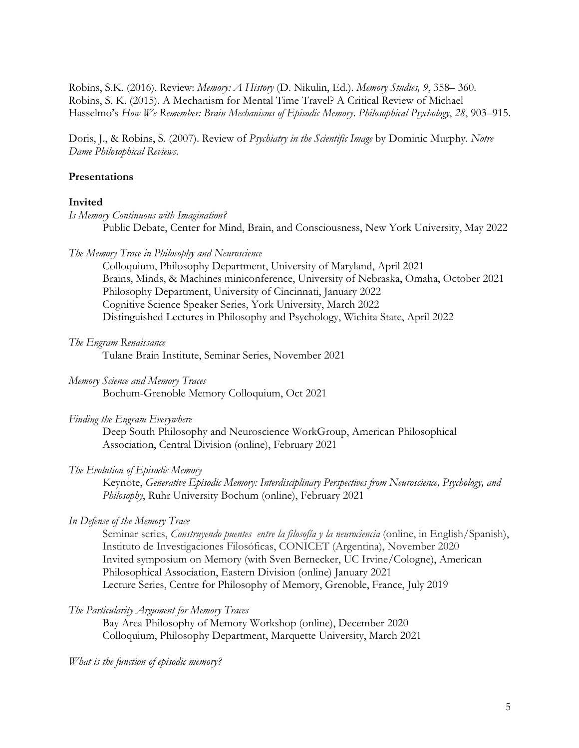Robins, S.K. (2016). Review: *Memory: A History* (D. Nikulin, Ed.). *Memory Studies, 9*, 358– 360.
Robins, S. K. (2015). A Mechanism for Mental Time Travel? A Critical Review of Michael Hasselmo's *How We Remember: Brain Mechanisms of Episodic Memory*. *Philosophical Psychology*, *28*, 903–915.

Doris, J., & Robins, S. (2007). Review of *Psychiatry in the Scientific Image* by Dominic Murphy. *Notre Dame Philosophical Reviews.*

**Presentations**

**Invited**

*Is Memory Continuous with Imagination?*
Public Debate, Center for Mind, Brain, and Consciousness, New York University, May 2022

*The Memory Trace in Philosophy and Neuroscience*
Colloquium, Philosophy Department, University of Maryland, April 2021
Brains, Minds, & Machines miniconference, University of Nebraska, Omaha, October 2021
Philosophy Department, University of Cincinnati, January 2022
Cognitive Science Speaker Series, York University, March 2022
Distinguished Lectures in Philosophy and Psychology, Wichita State, April 2022

*The Engram Renaissance*
Tulane Brain Institute, Seminar Series, November 2021

*Memory Science and Memory Traces*
Bochum-Grenoble Memory Colloquium, Oct 2021

*Finding the Engram Everywhere*
Deep South Philosophy and Neuroscience WorkGroup, American Philosophical Association, Central Division (online), February 2021

*The Evolution of Episodic Memory*
Keynote, *Generative Episodic Memory: Interdisciplinary Perspectives from Neuroscience, Psychology, and Philosophy*, Ruhr University Bochum (online), February 2021

*In Defense of the Memory Trace*
Seminar series, *Construyendo puentes entre la filosofía y la neurociencia* (online, in English/Spanish), Instituto de Investigaciones Filosóficas, CONICET (Argentina), November 2020
Invited symposium on Memory (with Sven Bernecker, UC Irvine/Cologne), American Philosophical Association, Eastern Division (online) January 2021
Lecture Series, Centre for Philosophy of Memory, Grenoble, France, July 2019

*The Particularity Argument for Memory Traces*
Bay Area Philosophy of Memory Workshop (online), December 2020
Colloquium, Philosophy Department, Marquette University, March 2021

*What is the function of episodic memory?*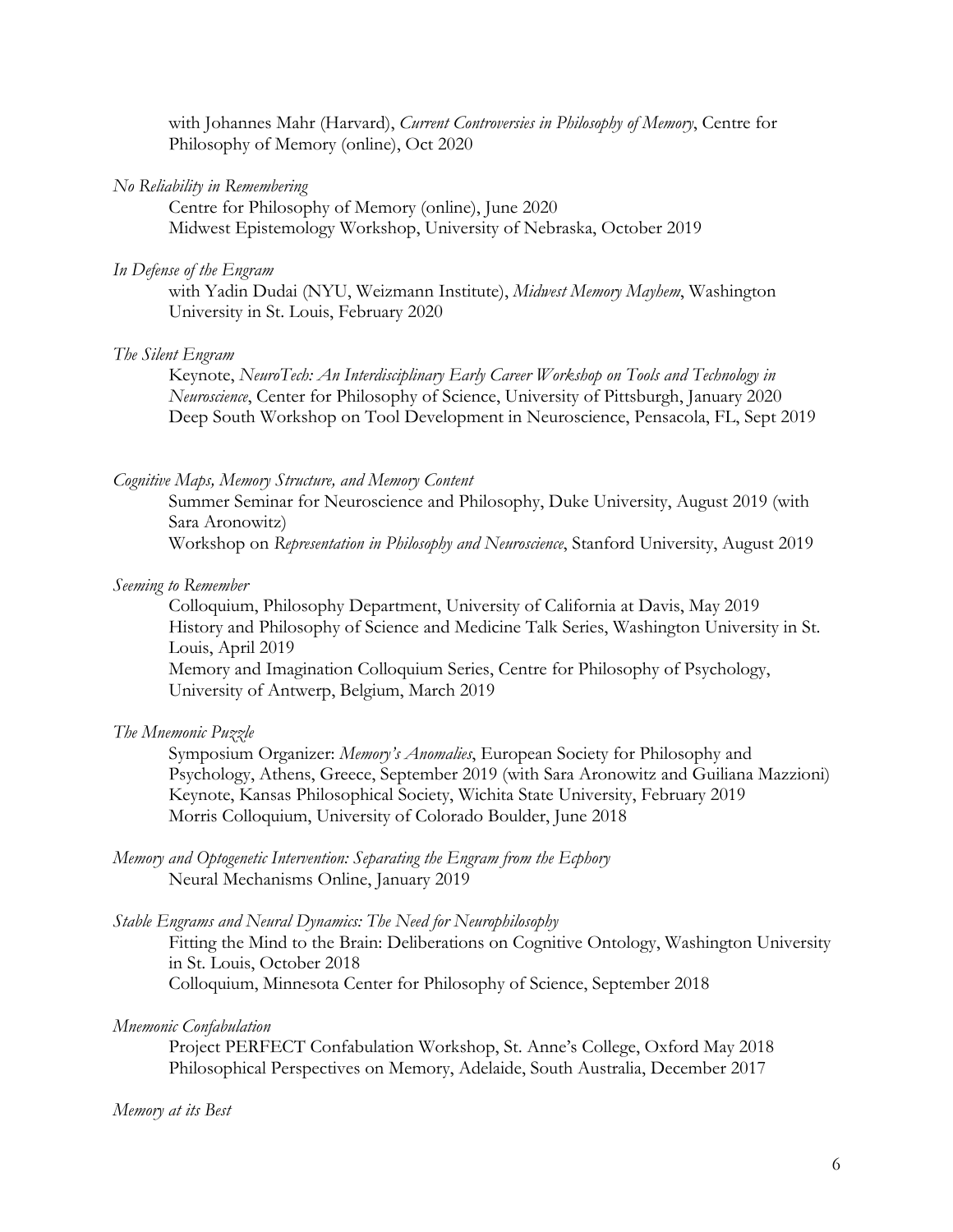with Johannes Mahr (Harvard), *Current Controversies in Philosophy of Memory*, Centre for Philosophy of Memory (online), Oct 2020

*No Reliability in Remembering*

Centre for Philosophy of Memory (online), June 2020
Midwest Epistemology Workshop, University of Nebraska, October 2019

*In Defense of the Engram*

with Yadin Dudai (NYU, Weizmann Institute), *Midwest Memory Mayhem*, Washington University in St. Louis, February 2020

*The Silent Engram*

Keynote, *NeuroTech: An Interdisciplinary Early Career Workshop on Tools and Technology in Neuroscience*, Center for Philosophy of Science, University of Pittsburgh, January 2020
Deep South Workshop on Tool Development in Neuroscience, Pensacola, FL, Sept 2019

*Cognitive Maps, Memory Structure, and Memory Content*

Summer Seminar for Neuroscience and Philosophy, Duke University, August 2019 (with Sara Aronowitz)
Workshop on *Representation in Philosophy and Neuroscience*, Stanford University, August 2019

*Seeming to Remember*

Colloquium, Philosophy Department, University of California at Davis, May 2019
History and Philosophy of Science and Medicine Talk Series, Washington University in St. Louis, April 2019
Memory and Imagination Colloquium Series, Centre for Philosophy of Psychology, University of Antwerp, Belgium, March 2019

*The Mnemonic Puzzle*

Symposium Organizer: *Memory's Anomalies*, European Society for Philosophy and Psychology, Athens, Greece, September 2019 (with Sara Aronowitz and Guiliana Mazzioni)
Keynote, Kansas Philosophical Society, Wichita State University, February 2019
Morris Colloquium, University of Colorado Boulder, June 2018

*Memory and Optogenetic Intervention: Separating the Engram from the Ecphory*

Neural Mechanisms Online, January 2019

*Stable Engrams and Neural Dynamics: The Need for Neurophilosophy*

Fitting the Mind to the Brain: Deliberations on Cognitive Ontology, Washington University in St. Louis, October 2018
Colloquium, Minnesota Center for Philosophy of Science, September 2018

*Mnemonic Confabulation*

Project PERFECT Confabulation Workshop, St. Anne's College, Oxford May 2018
Philosophical Perspectives on Memory, Adelaide, South Australia, December 2017

*Memory at its Best*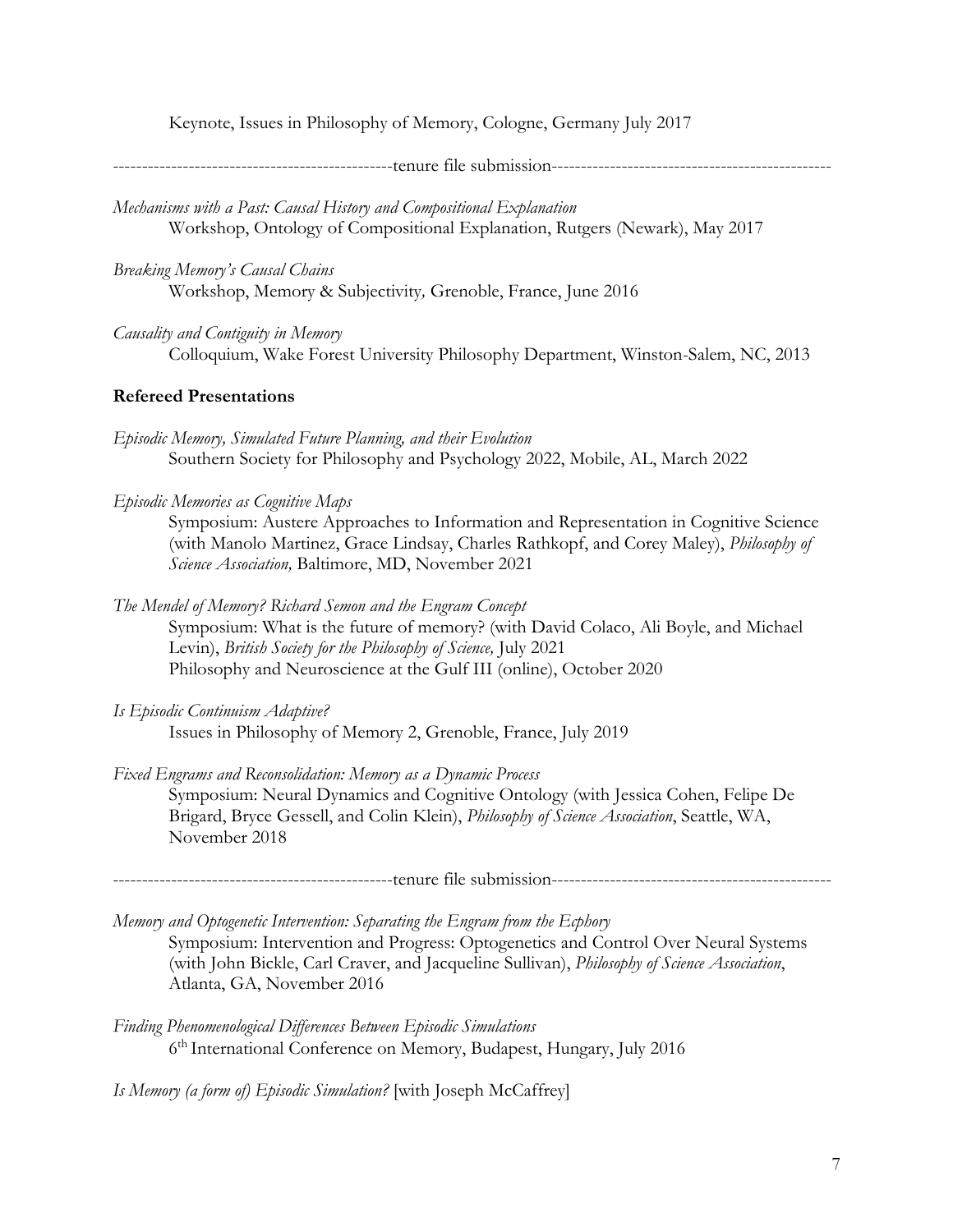Keynote, Issues in Philosophy of Memory, Cologne, Germany July 2017

-----------------------------------------------tenure file submission-----------------------------------------------

*Mechanisms with a Past: Causal History and Compositional Explanation*
Workshop, Ontology of Compositional Explanation, Rutgers (Newark), May 2017

*Breaking Memory's Causal Chains*
Workshop, Memory & Subjectivity*,* Grenoble, France, June 2016

*Causality and Contiguity in Memory*
Colloquium, Wake Forest University Philosophy Department, Winston-Salem, NC, 2013

**Refereed Presentations**

*Episodic Memory, Simulated Future Planning, and their Evolution*
Southern Society for Philosophy and Psychology 2022, Mobile, AL, March 2022

*Episodic Memories as Cognitive Maps*
Symposium: Austere Approaches to Information and Representation in Cognitive Science (with Manolo Martinez, Grace Lindsay, Charles Rathkopf, and Corey Maley), *Philosophy of Science Association,* Baltimore, MD, November 2021

*The Mendel of Memory? Richard Semon and the Engram Concept*
Symposium: What is the future of memory? (with David Colaco, Ali Boyle, and Michael Levin), *British Society for the Philosophy of Science,* July 2021
Philosophy and Neuroscience at the Gulf III (online), October 2020

*Is Episodic Continuism Adaptive?*
Issues in Philosophy of Memory 2, Grenoble, France, July 2019

*Fixed Engrams and Reconsolidation: Memory as a Dynamic Process*
Symposium: Neural Dynamics and Cognitive Ontology (with Jessica Cohen, Felipe De Brigard, Bryce Gessell, and Colin Klein), *Philosophy of Science Association*, Seattle, WA, November 2018

-----------------------------------------------tenure file submission-----------------------------------------------

*Memory and Optogenetic Intervention: Separating the Engram from the Ecphory*
Symposium: Intervention and Progress: Optogenetics and Control Over Neural Systems (with John Bickle, Carl Craver, and Jacqueline Sullivan), *Philosophy of Science Association*, Atlanta, GA, November 2016

*Finding Phenomenological Differences Between Episodic Simulations*
6th International Conference on Memory, Budapest, Hungary, July 2016

*Is Memory (a form of) Episodic Simulation?* [with Joseph McCaffrey]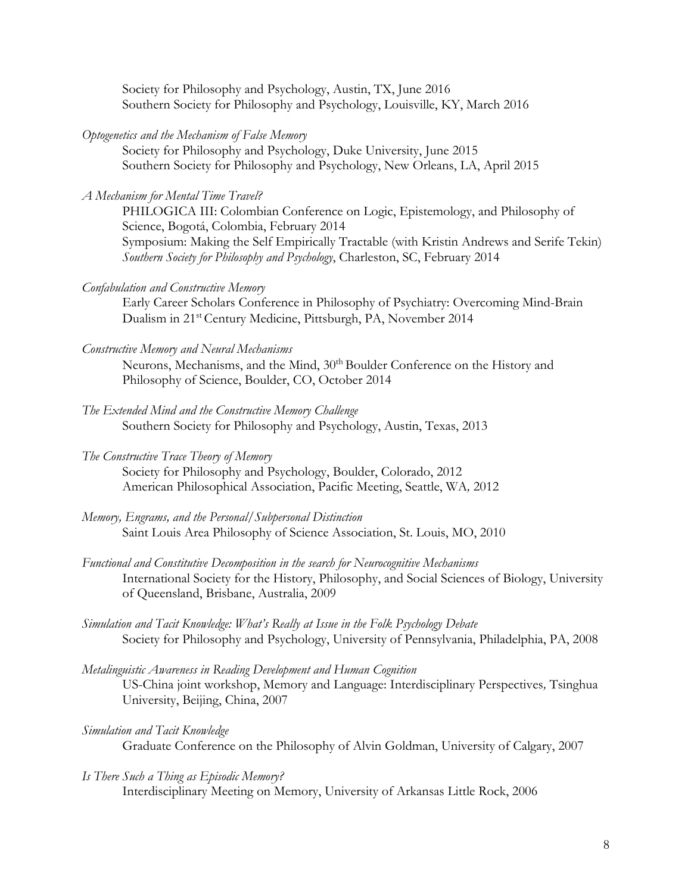Society for Philosophy and Psychology, Austin, TX, June 2016
Southern Society for Philosophy and Psychology, Louisville, KY, March 2016

*Optogenetics and the Mechanism of False Memory*
Society for Philosophy and Psychology, Duke University, June 2015
Southern Society for Philosophy and Psychology, New Orleans, LA, April 2015

*A Mechanism for Mental Time Travel?*
PHILOGICA III: Colombian Conference on Logic, Epistemology, and Philosophy of Science, Bogotá, Colombia, February 2014
Symposium: Making the Self Empirically Tractable (with Kristin Andrews and Serife Tekin) *Southern Society for Philosophy and Psychology*, Charleston, SC, February 2014

*Confabulation and Constructive Memory*
Early Career Scholars Conference in Philosophy of Psychiatry: Overcoming Mind-Brain Dualism in 21st Century Medicine, Pittsburgh, PA, November 2014

*Constructive Memory and Neural Mechanisms*
Neurons, Mechanisms, and the Mind, 30th Boulder Conference on the History and Philosophy of Science, Boulder, CO, October 2014

*The Extended Mind and the Constructive Memory Challenge*
Southern Society for Philosophy and Psychology, Austin, Texas, 2013

*The Constructive Trace Theory of Memory*
Society for Philosophy and Psychology, Boulder, Colorado, 2012
American Philosophical Association, Pacific Meeting, Seattle, WA, 2012

*Memory, Engrams, and the Personal/Subpersonal Distinction*
Saint Louis Area Philosophy of Science Association, St. Louis, MO, 2010

*Functional and Constitutive Decomposition in the search for Neurocognitive Mechanisms*
International Society for the History, Philosophy, and Social Sciences of Biology, University of Queensland, Brisbane, Australia, 2009

*Simulation and Tacit Knowledge: What's Really at Issue in the Folk Psychology Debate*
Society for Philosophy and Psychology, University of Pennsylvania, Philadelphia, PA, 2008

*Metalinguistic Awareness in Reading Development and Human Cognition*
US-China joint workshop, Memory and Language: Interdisciplinary Perspectives, Tsinghua University, Beijing, China, 2007

*Simulation and Tacit Knowledge*
Graduate Conference on the Philosophy of Alvin Goldman, University of Calgary, 2007

*Is There Such a Thing as Episodic Memory?*
Interdisciplinary Meeting on Memory, University of Arkansas Little Rock, 2006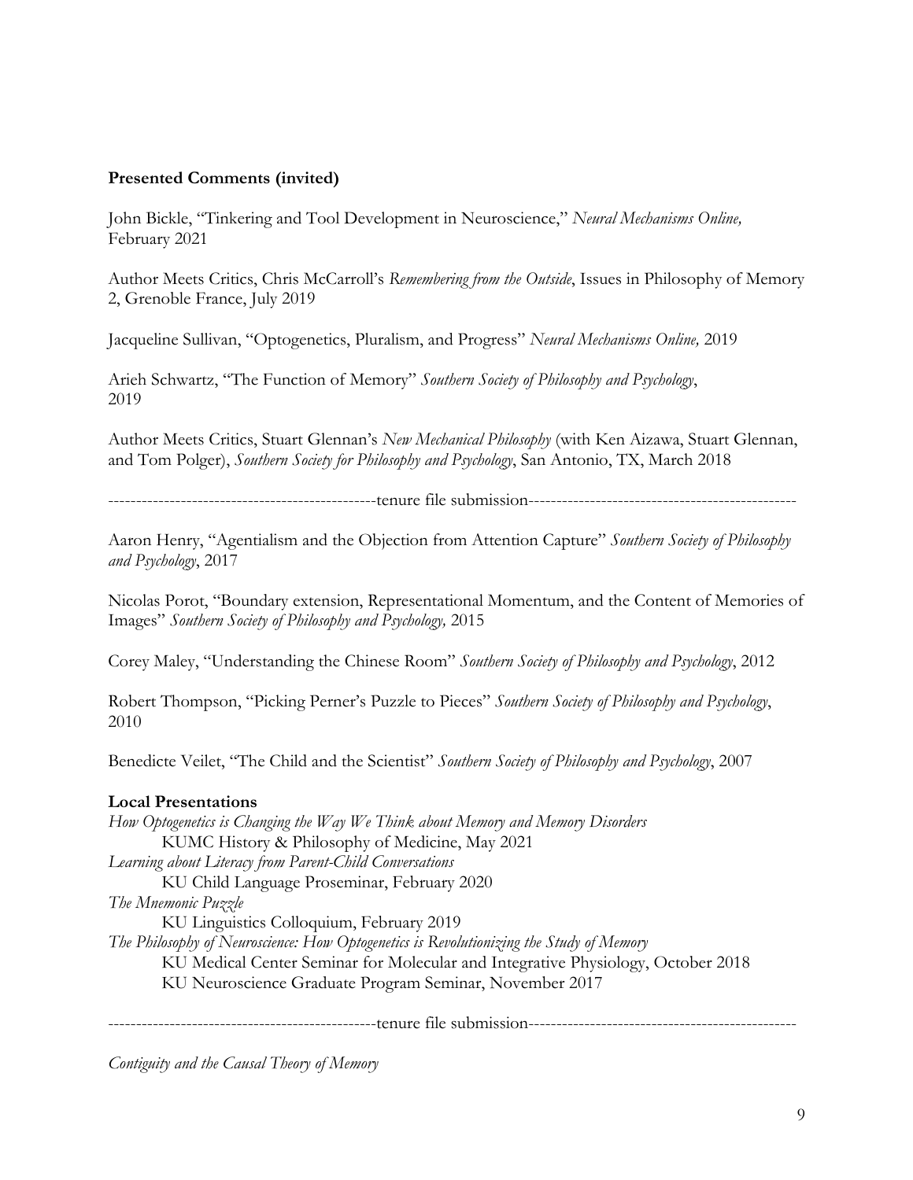**Presented Comments (invited)**

John Bickle, "Tinkering and Tool Development in Neuroscience," *Neural Mechanisms Online,* February 2021

Author Meets Critics, Chris McCarroll's *Remembering from the Outside*, Issues in Philosophy of Memory 2, Grenoble France, July 2019

Jacqueline Sullivan, "Optogenetics, Pluralism, and Progress" *Neural Mechanisms Online,* 2019

Arieh Schwartz, "The Function of Memory" *Southern Society of Philosophy and Psychology*, 2019

Author Meets Critics, Stuart Glennan's *New Mechanical Philosophy* (with Ken Aizawa, Stuart Glennan, and Tom Polger), *Southern Society for Philosophy and Psychology*, San Antonio, TX, March 2018

-----------------------------------------------tenure file submission-----------------------------------------------

Aaron Henry, "Agentialism and the Objection from Attention Capture" *Southern Society of Philosophy and Psychology*, 2017

Nicolas Porot, "Boundary extension, Representational Momentum, and the Content of Memories of Images" *Southern Society of Philosophy and Psychology,* 2015

Corey Maley, "Understanding the Chinese Room" *Southern Society of Philosophy and Psychology*, 2012

Robert Thompson, "Picking Perner's Puzzle to Pieces" *Southern Society of Philosophy and Psychology*, 2010

Benedicte Veilet, "The Child and the Scientist" *Southern Society of Philosophy and Psychology*, 2007

**Local Presentations**

*How Optogenetics is Changing the Way We Think about Memory and Memory Disorders*
KUMC History & Philosophy of Medicine, May 2021

*Learning about Literacy from Parent-Child Conversations*
KU Child Language Proseminar, February 2020

*The Mnemonic Puzzle*
KU Linguistics Colloquium, February 2019

*The Philosophy of Neuroscience: How Optogenetics is Revolutionizing the Study of Memory*
KU Medical Center Seminar for Molecular and Integrative Physiology, October 2018
KU Neuroscience Graduate Program Seminar, November 2017

-----------------------------------------------tenure file submission-----------------------------------------------

*Contiguity and the Causal Theory of Memory*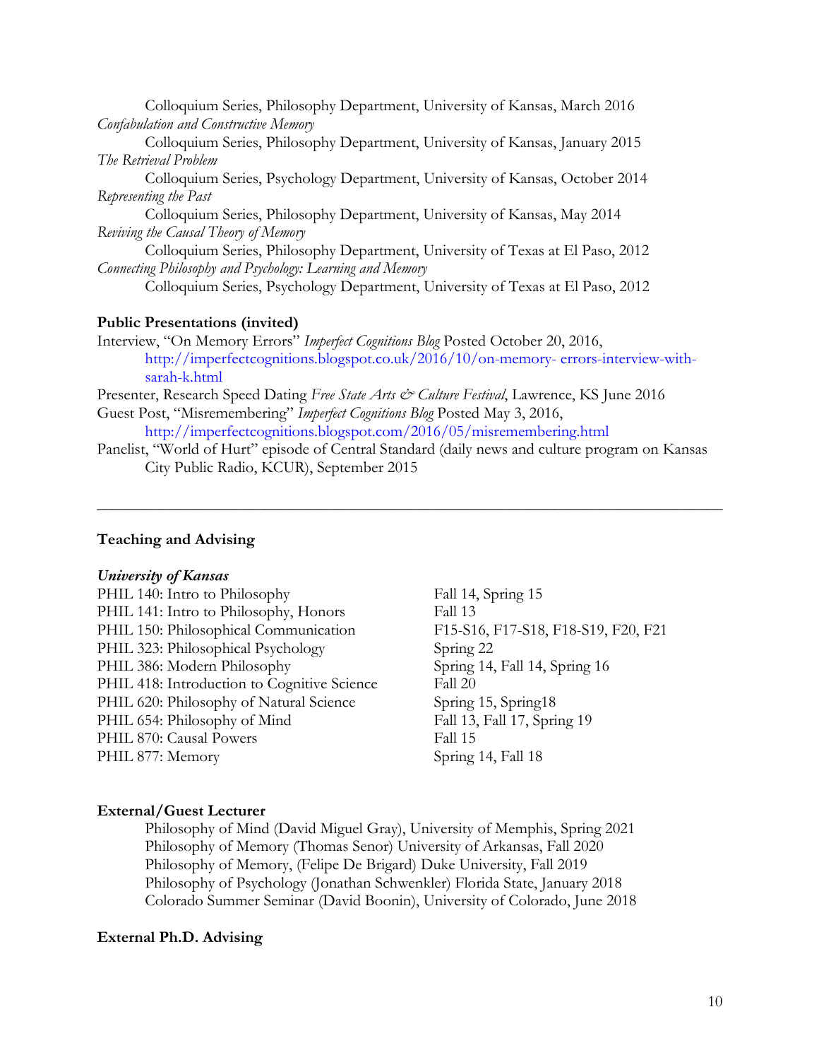Colloquium Series, Philosophy Department, University of Kansas, March 2016

*Confabulation and Constructive Memory*
Colloquium Series, Philosophy Department, University of Kansas, January 2015

*The Retrieval Problem*
Colloquium Series, Psychology Department, University of Kansas, October 2014

*Representing the Past*
Colloquium Series, Philosophy Department, University of Kansas, May 2014

*Reviving the Causal Theory of Memory*
Colloquium Series, Philosophy Department, University of Texas at El Paso, 2012

*Connecting Philosophy and Psychology: Learning and Memory*
Colloquium Series, Psychology Department, University of Texas at El Paso, 2012

**Public Presentations (invited)**

Interview, "On Memory Errors" *Imperfect Cognitions Blog* Posted October 20, 2016, http://imperfectcognitions.blogspot.co.uk/2016/10/on-memory- errors-interview-with-sarah-k.html

Presenter, Research Speed Dating *Free State Arts & Culture Festival*, Lawrence, KS June 2016

Guest Post, "Misremembering" *Imperfect Cognitions Blog* Posted May 3, 2016, http://imperfectcognitions.blogspot.com/2016/05/misremembering.html

Panelist, "World of Hurt" episode of Central Standard (daily news and culture program on Kansas City Public Radio, KCUR), September 2015

---

## Teaching and Advising

***University of Kansas***

| | |
|---|---|
| PHIL 140: Intro to Philosophy | Fall 14, Spring 15 |
| PHIL 141: Intro to Philosophy, Honors | Fall 13 |
| PHIL 150: Philosophical Communication | F15-S16, F17-S18, F18-S19, F20, F21 |
| PHIL 323: Philosophical Psychology | Spring 22 |
| PHIL 386: Modern Philosophy | Spring 14, Fall 14, Spring 16 |
| PHIL 418: Introduction to Cognitive Science | Fall 20 |
| PHIL 620: Philosophy of Natural Science | Spring 15, Spring18 |
| PHIL 654: Philosophy of Mind | Fall 13, Fall 17, Spring 19 |
| PHIL 870: Causal Powers | Fall 15 |
| PHIL 877: Memory | Spring 14, Fall 18 |

**External/Guest Lecturer**

Philosophy of Mind (David Miguel Gray), University of Memphis, Spring 2021
Philosophy of Memory (Thomas Senor) University of Arkansas, Fall 2020
Philosophy of Memory, (Felipe De Brigard) Duke University, Fall 2019
Philosophy of Psychology (Jonathan Schwenkler) Florida State, January 2018
Colorado Summer Seminar (David Boonin), University of Colorado, June 2018

**External Ph.D. Advising**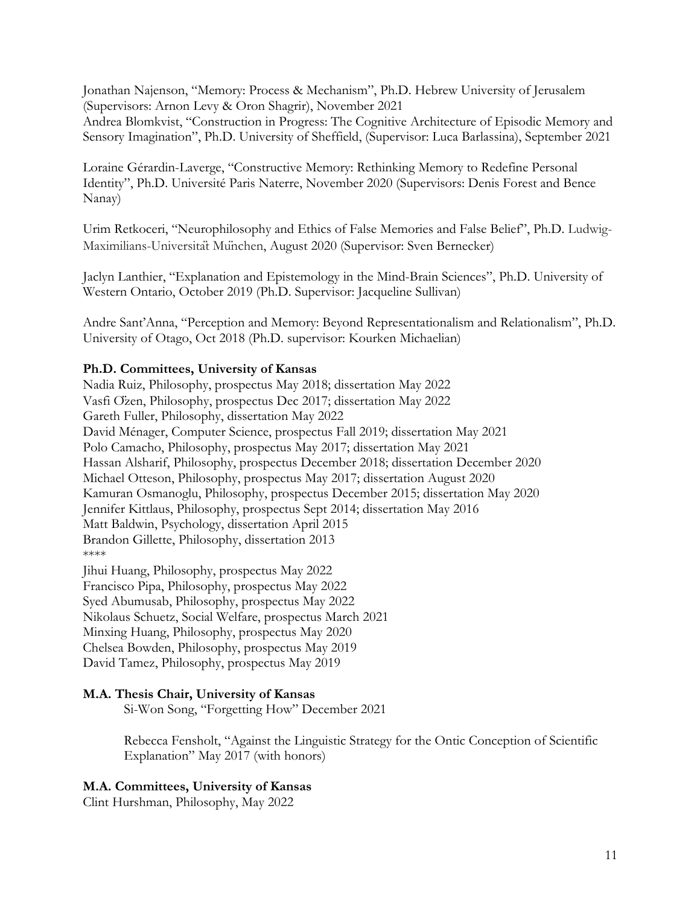Jonathan Najenson, "Memory: Process & Mechanism", Ph.D. Hebrew University of Jerusalem (Supervisors: Arnon Levy & Oron Shagrir), November 2021
Andrea Blomkvist, "Construction in Progress: The Cognitive Architecture of Episodic Memory and Sensory Imagination", Ph.D. University of Sheffield, (Supervisor: Luca Barlassina), September 2021

Loraine Gérardin-Laverge, "Constructive Memory: Rethinking Memory to Redefine Personal Identity", Ph.D. Université Paris Naterre, November 2020 (Supervisors: Denis Forest and Bence Nanay)

Urim Retkoceri, "Neurophilosophy and Ethics of False Memories and False Belief", Ph.D. Ludwig-Maximilians-Universität München, August 2020 (Supervisor: Sven Bernecker)

Jaclyn Lanthier, "Explanation and Epistemology in the Mind-Brain Sciences", Ph.D. University of Western Ontario, October 2019 (Ph.D. Supervisor: Jacqueline Sullivan)

Andre Sant'Anna, "Perception and Memory: Beyond Representationalism and Relationalism", Ph.D. University of Otago, Oct 2018 (Ph.D. supervisor: Kourken Michaelian)

**Ph.D. Committees, University of Kansas**

Nadia Ruiz, Philosophy, prospectus May 2018; dissertation May 2022
Vasfi Özen, Philosophy, prospectus Dec 2017; dissertation May 2022
Gareth Fuller, Philosophy, dissertation May 2022
David Ménager, Computer Science, prospectus Fall 2019; dissertation May 2021
Polo Camacho, Philosophy, prospectus May 2017; dissertation May 2021
Hassan Alsharif, Philosophy, prospectus December 2018; dissertation December 2020
Michael Otteson, Philosophy, prospectus May 2017; dissertation August 2020
Kamuran Osmanoglu, Philosophy, prospectus December 2015; dissertation May 2020
Jennifer Kittlaus, Philosophy, prospectus Sept 2014; dissertation May 2016
Matt Baldwin, Psychology, dissertation April 2015
Brandon Gillette, Philosophy, dissertation 2013
****
Jihui Huang, Philosophy, prospectus May 2022
Francisco Pipa, Philosophy, prospectus May 2022
Syed Abumusab, Philosophy, prospectus May 2022
Nikolaus Schuetz, Social Welfare, prospectus March 2021
Minxing Huang, Philosophy, prospectus May 2020
Chelsea Bowden, Philosophy, prospectus May 2019
David Tamez, Philosophy, prospectus May 2019

**M.A. Thesis Chair, University of Kansas**

Si-Won Song, "Forgetting How" December 2021

Rebecca Fensholt, "Against the Linguistic Strategy for the Ontic Conception of Scientific Explanation" May 2017 (with honors)

**M.A. Committees, University of Kansas**

Clint Hurshman, Philosophy, May 2022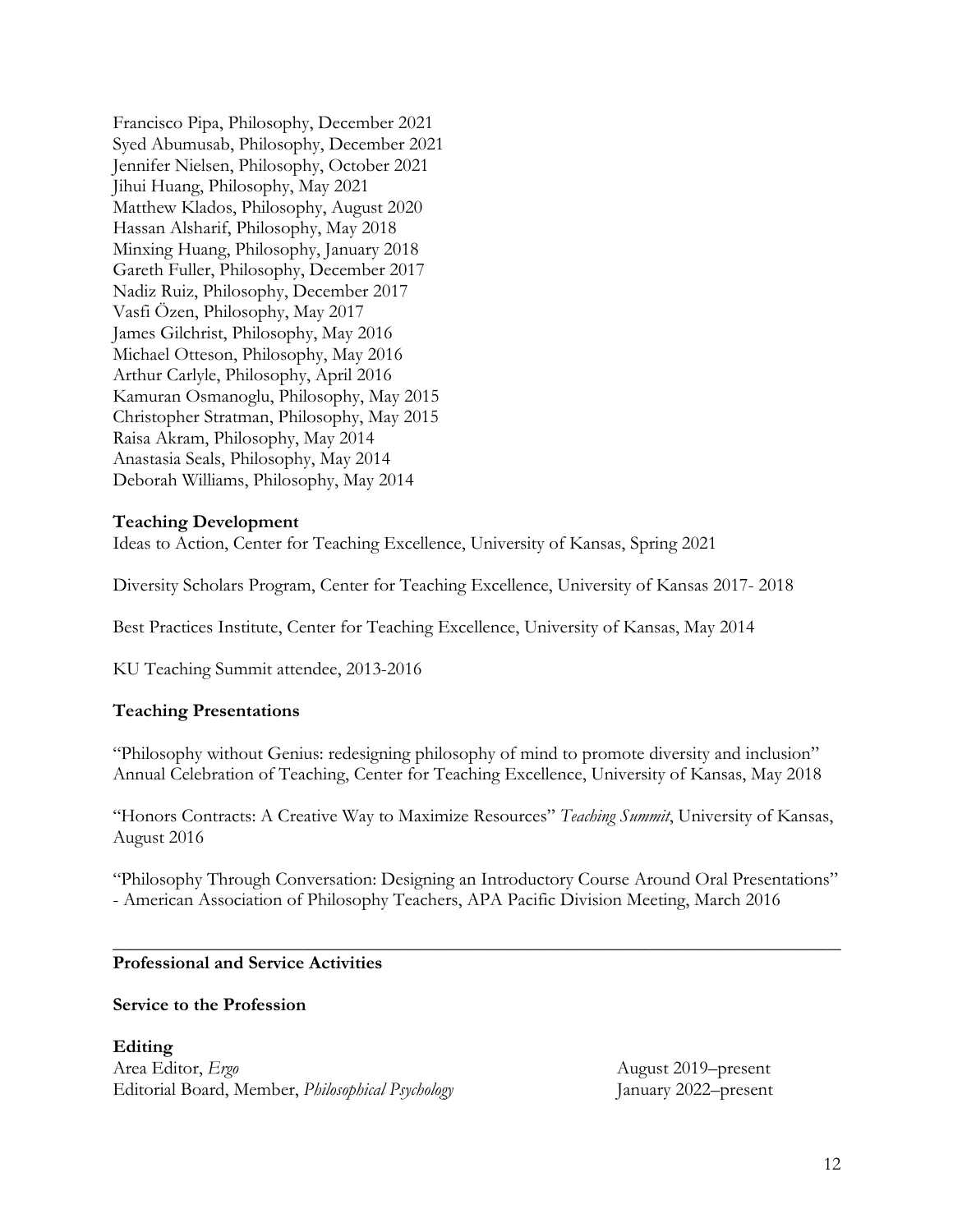Francisco Pipa, Philosophy, December 2021
Syed Abumusab, Philosophy, December 2021
Jennifer Nielsen, Philosophy, October 2021
Jihui Huang, Philosophy, May 2021
Matthew Klados, Philosophy, August 2020
Hassan Alsharif, Philosophy, May 2018
Minxing Huang, Philosophy, January 2018
Gareth Fuller, Philosophy, December 2017
Nadiz Ruiz, Philosophy, December 2017
Vasfi Özen, Philosophy, May 2017
James Gilchrist, Philosophy, May 2016
Michael Otteson, Philosophy, May 2016
Arthur Carlyle, Philosophy, April 2016
Kamuran Osmanoglu, Philosophy, May 2015
Christopher Stratman, Philosophy, May 2015
Raisa Akram, Philosophy, May 2014
Anastasia Seals, Philosophy, May 2014
Deborah Williams, Philosophy, May 2014

**Teaching Development**

Ideas to Action, Center for Teaching Excellence, University of Kansas, Spring 2021

Diversity Scholars Program, Center for Teaching Excellence, University of Kansas 2017- 2018

Best Practices Institute, Center for Teaching Excellence, University of Kansas, May 2014

KU Teaching Summit attendee, 2013-2016

**Teaching Presentations**

"Philosophy without Genius: redesigning philosophy of mind to promote diversity and inclusion" Annual Celebration of Teaching, Center for Teaching Excellence, University of Kansas, May 2018

"Honors Contracts: A Creative Way to Maximize Resources" *Teaching Summit*, University of Kansas, August 2016

"Philosophy Through Conversation: Designing an Introductory Course Around Oral Presentations" - American Association of Philosophy Teachers, APA Pacific Division Meeting, March 2016

---

**Professional and Service Activities**

**Service to the Profession**

**Editing**

Area Editor, *Ergo* — August 2019–present
Editorial Board, Member, *Philosophical Psychology* — January 2022–present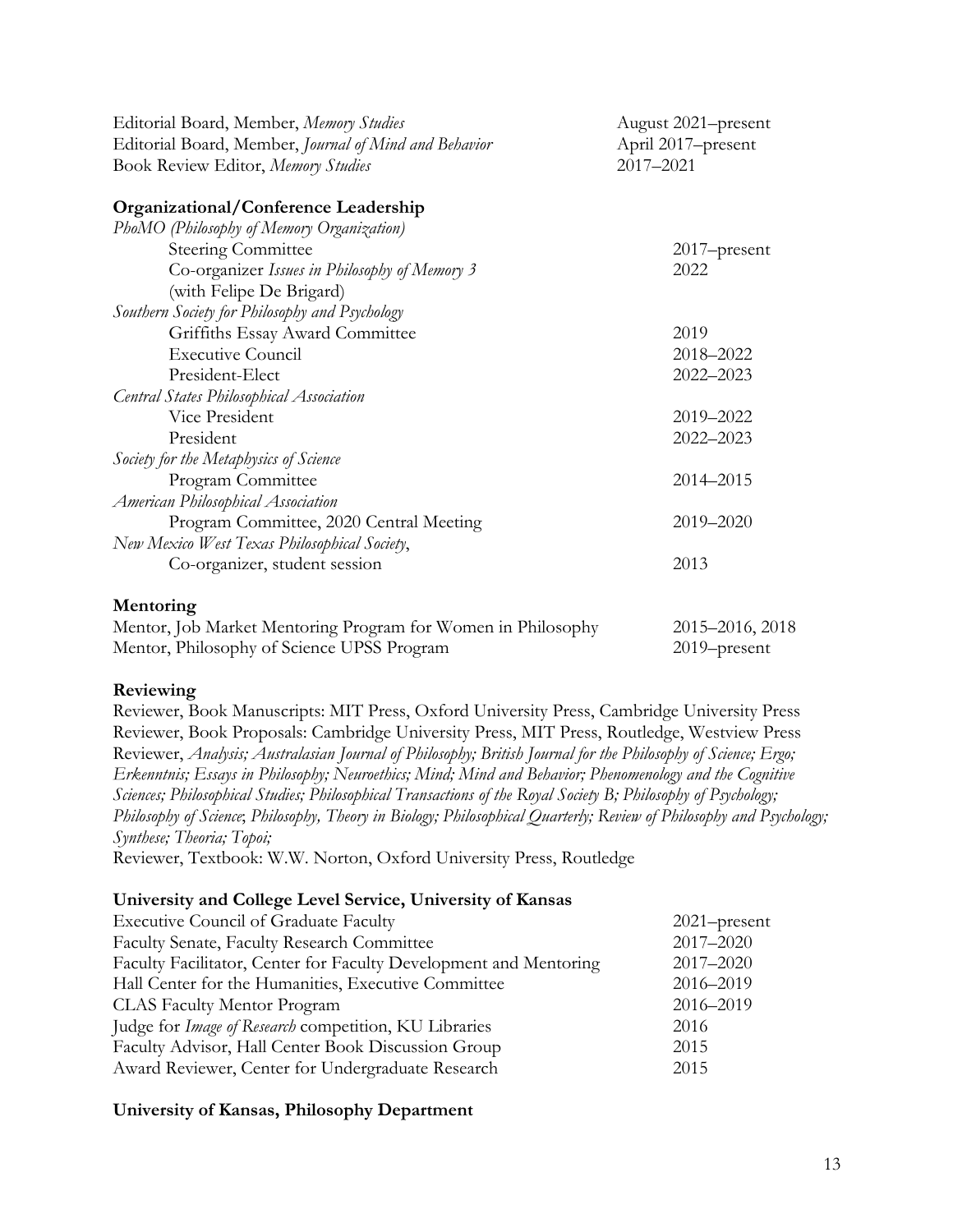Editorial Board, Member, *Memory Studies* — August 2021–present
Editorial Board, Member, *Journal of Mind and Behavior* — April 2017–present
Book Review Editor, *Memory Studies* — 2017–2021

**Organizational/Conference Leadership**

*PhoMO (Philosophy of Memory Organization)*
- Steering Committee — 2017–present
- Co-organizer *Issues in Philosophy of Memory 3* (with Felipe De Brigard) — 2022

*Southern Society for Philosophy and Psychology*
- Griffiths Essay Award Committee — 2019
- Executive Council — 2018–2022
- President-Elect — 2022–2023

*Central States Philosophical Association*
- Vice President — 2019–2022
- President — 2022–2023

*Society for the Metaphysics of Science*
- Program Committee — 2014–2015

*American Philosophical Association*
- Program Committee, 2020 Central Meeting — 2019–2020

*New Mexico West Texas Philosophical Society*,
- Co-organizer, student session — 2013

**Mentoring**

Mentor, Job Market Mentoring Program for Women in Philosophy — 2015–2016, 2018
Mentor, Philosophy of Science UPSS Program — 2019–present

**Reviewing**

Reviewer, Book Manuscripts: MIT Press, Oxford University Press, Cambridge University Press
Reviewer, Book Proposals: Cambridge University Press, MIT Press, Routledge, Westview Press
Reviewer, *Analysis; Australasian Journal of Philosophy; British Journal for the Philosophy of Science; Ergo; Erkenntnis; Essays in Philosophy; Neuroethics; Mind; Mind and Behavior; Phenomenology and the Cognitive Sciences; Philosophical Studies; Philosophical Transactions of the Royal Society B; Philosophy of Psychology; Philosophy of Science*; *Philosophy, Theory in Biology; Philosophical Quarterly; Review of Philosophy and Psychology; Synthese; Theoria; Topoi;*
Reviewer, Textbook: W.W. Norton, Oxford University Press, Routledge

**University and College Level Service, University of Kansas**

Executive Council of Graduate Faculty — 2021–present
Faculty Senate, Faculty Research Committee — 2017–2020
Faculty Facilitator, Center for Faculty Development and Mentoring — 2017–2020
Hall Center for the Humanities, Executive Committee — 2016–2019
CLAS Faculty Mentor Program — 2016–2019
Judge for *Image of Research* competition, KU Libraries — 2016
Faculty Advisor, Hall Center Book Discussion Group — 2015
Award Reviewer, Center for Undergraduate Research — 2015

**University of Kansas, Philosophy Department**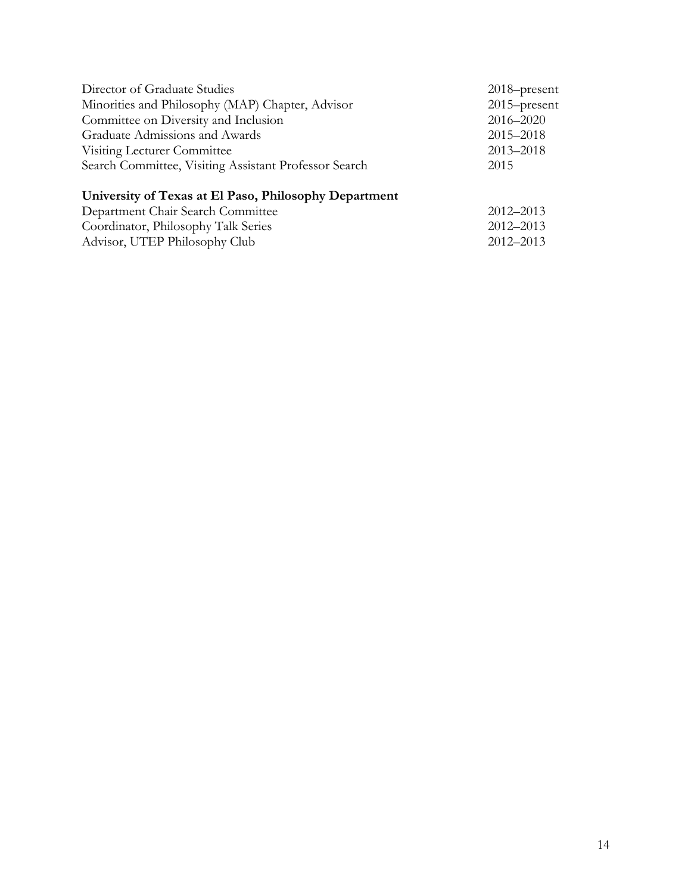| | |
|---|---|
| Director of Graduate Studies | 2018–present |
| Minorities and Philosophy (MAP) Chapter, Advisor | 2015–present |
| Committee on Diversity and Inclusion | 2016–2020 |
| Graduate Admissions and Awards | 2015–2018 |
| Visiting Lecturer Committee | 2013–2018 |
| Search Committee, Visiting Assistant Professor Search | 2015 |

**University of Texas at El Paso, Philosophy Department**

| | |
|---|---|
| Department Chair Search Committee | 2012–2013 |
| Coordinator, Philosophy Talk Series | 2012–2013 |
| Advisor, UTEP Philosophy Club | 2012–2013 |